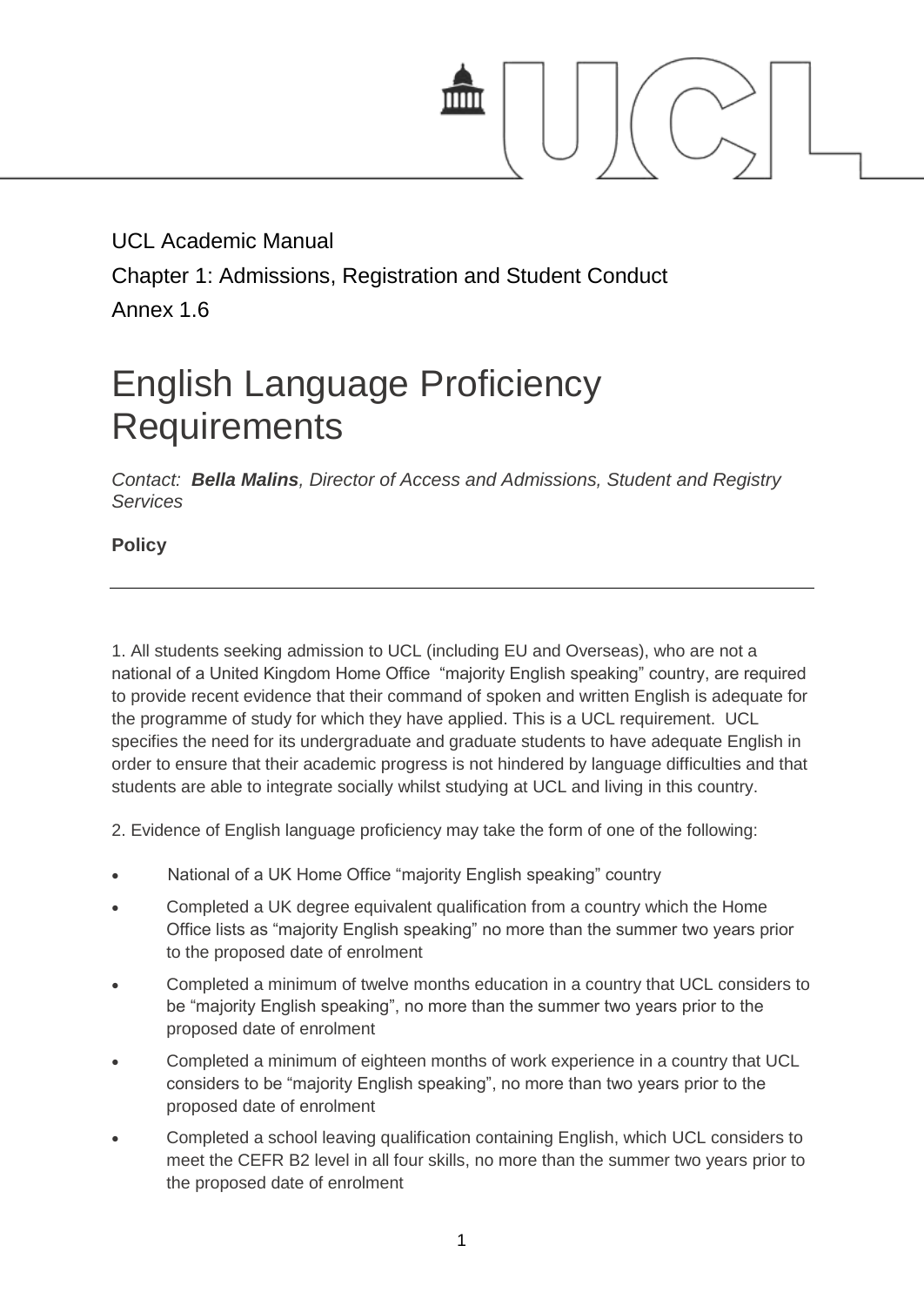UCL Academic Manual

Chapter 1: Admissions, Registration and Student Conduct

Annex 1.6

# English Language Proficiency Requirements

*Contact: **Bella Malins**, Director of Access and Admissions, Student and Registry Services*

**Policy**

---

1. All students seeking admission to UCL (including EU and Overseas), who are not a national of a United Kingdom Home Office "majority English speaking" country, are required to provide recent evidence that their command of spoken and written English is adequate for the programme of study for which they have applied. This is a UCL requirement. UCL specifies the need for its undergraduate and graduate students to have adequate English in order to ensure that their academic progress is not hindered by language difficulties and that students are able to integrate socially whilst studying at UCL and living in this country.

2. Evidence of English language proficiency may take the form of one of the following:

- National of a UK Home Office "majority English speaking" country
- Completed a UK degree equivalent qualification from a country which the Home Office lists as "majority English speaking" no more than the summer two years prior to the proposed date of enrolment
- Completed a minimum of twelve months education in a country that UCL considers to be "majority English speaking", no more than the summer two years prior to the proposed date of enrolment
- Completed a minimum of eighteen months of work experience in a country that UCL considers to be "majority English speaking", no more than two years prior to the proposed date of enrolment
- Completed a school leaving qualification containing English, which UCL considers to meet the CEFR B2 level in all four skills, no more than the summer two years prior to the proposed date of enrolment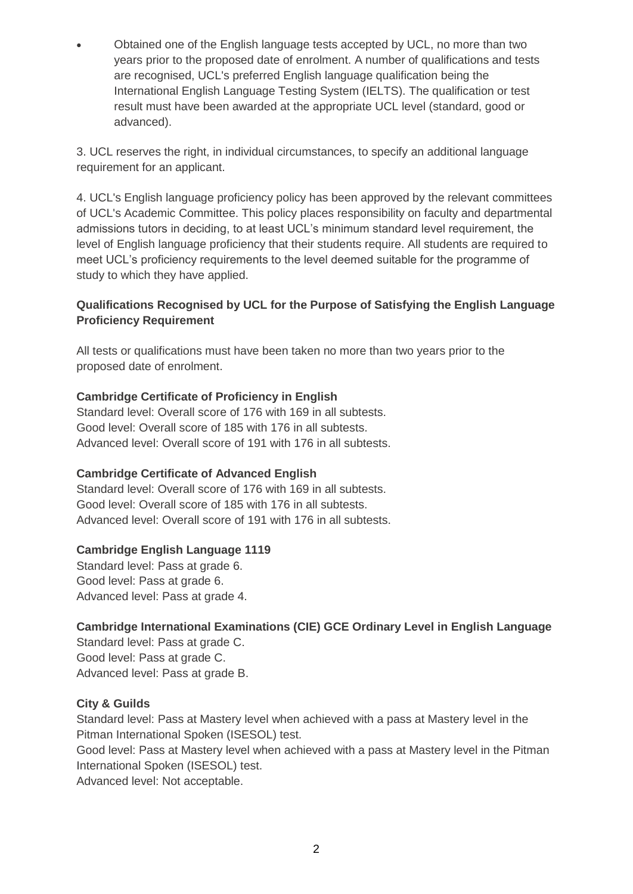- Obtained one of the English language tests accepted by UCL, no more than two years prior to the proposed date of enrolment. A number of qualifications and tests are recognised, UCL's preferred English language qualification being the International English Language Testing System (IELTS). The qualification or test result must have been awarded at the appropriate UCL level (standard, good or advanced).

3. UCL reserves the right, in individual circumstances, to specify an additional language requirement for an applicant.

4. UCL's English language proficiency policy has been approved by the relevant committees of UCL's Academic Committee. This policy places responsibility on faculty and departmental admissions tutors in deciding, to at least UCL's minimum standard level requirement, the level of English language proficiency that their students require. All students are required to meet UCL's proficiency requirements to the level deemed suitable for the programme of study to which they have applied.

**Qualifications Recognised by UCL for the Purpose of Satisfying the English Language Proficiency Requirement**

All tests or qualifications must have been taken no more than two years prior to the proposed date of enrolment.

**Cambridge Certificate of Proficiency in English**
Standard level: Overall score of 176 with 169 in all subtests.
Good level: Overall score of 185 with 176 in all subtests.
Advanced level: Overall score of 191 with 176 in all subtests.

**Cambridge Certificate of Advanced English**
Standard level: Overall score of 176 with 169 in all subtests.
Good level: Overall score of 185 with 176 in all subtests.
Advanced level: Overall score of 191 with 176 in all subtests.

**Cambridge English Language 1119**
Standard level: Pass at grade 6.
Good level: Pass at grade 6.
Advanced level: Pass at grade 4.

**Cambridge International Examinations (CIE) GCE Ordinary Level in English Language**
Standard level: Pass at grade C.
Good level: Pass at grade C.
Advanced level: Pass at grade B.

**City & Guilds**
Standard level: Pass at Mastery level when achieved with a pass at Mastery level in the Pitman International Spoken (ISESOL) test.
Good level: Pass at Mastery level when achieved with a pass at Mastery level in the Pitman International Spoken (ISESOL) test.
Advanced level: Not acceptable.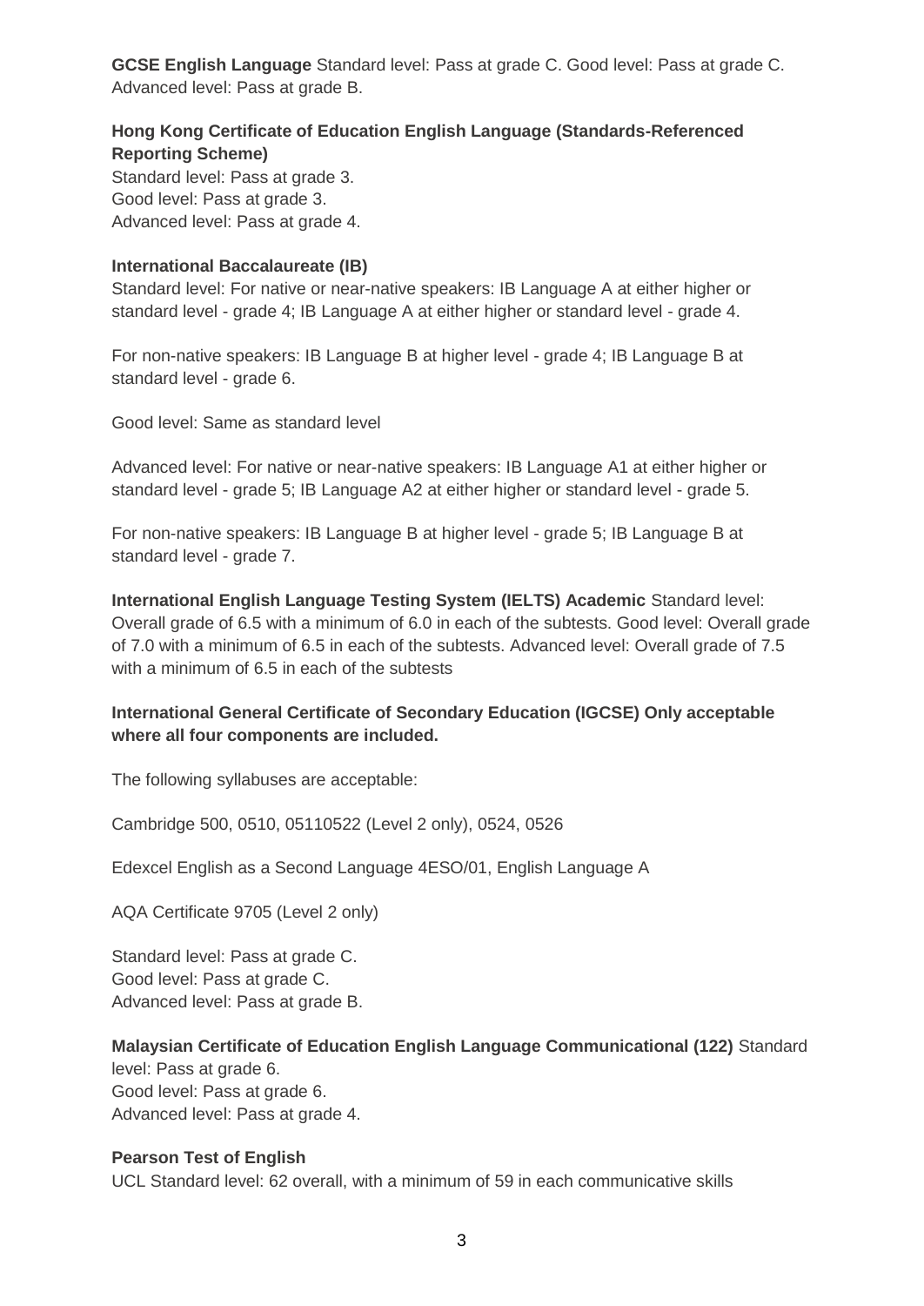**GCSE English Language** Standard level: Pass at grade C. Good level: Pass at grade C. Advanced level: Pass at grade B.

**Hong Kong Certificate of Education English Language (Standards-Referenced Reporting Scheme)**
Standard level: Pass at grade 3.
Good level: Pass at grade 3.
Advanced level: Pass at grade 4.

**International Baccalaureate (IB)**
Standard level: For native or near-native speakers: IB Language A at either higher or standard level - grade 4; IB Language A at either higher or standard level - grade 4.

For non-native speakers: IB Language B at higher level - grade 4; IB Language B at standard level - grade 6.

Good level: Same as standard level

Advanced level: For native or near-native speakers: IB Language A1 at either higher or standard level - grade 5; IB Language A2 at either higher or standard level - grade 5.

For non-native speakers: IB Language B at higher level - grade 5; IB Language B at standard level - grade 7.

**International English Language Testing System (IELTS) Academic** Standard level: Overall grade of 6.5 with a minimum of 6.0 in each of the subtests. Good level: Overall grade of 7.0 with a minimum of 6.5 in each of the subtests. Advanced level: Overall grade of 7.5 with a minimum of 6.5 in each of the subtests

**International General Certificate of Secondary Education (IGCSE) Only acceptable where all four components are included.**

The following syllabuses are acceptable:

Cambridge 500, 0510, 05110522 (Level 2 only), 0524, 0526

Edexcel English as a Second Language 4ESO/01, English Language A

AQA Certificate 9705 (Level 2 only)

Standard level: Pass at grade C.
Good level: Pass at grade C.
Advanced level: Pass at grade B.

**Malaysian Certificate of Education English Language Communicational (122)** Standard level: Pass at grade 6.
Good level: Pass at grade 6.
Advanced level: Pass at grade 4.

**Pearson Test of English**
UCL Standard level: 62 overall, with a minimum of 59 in each communicative skills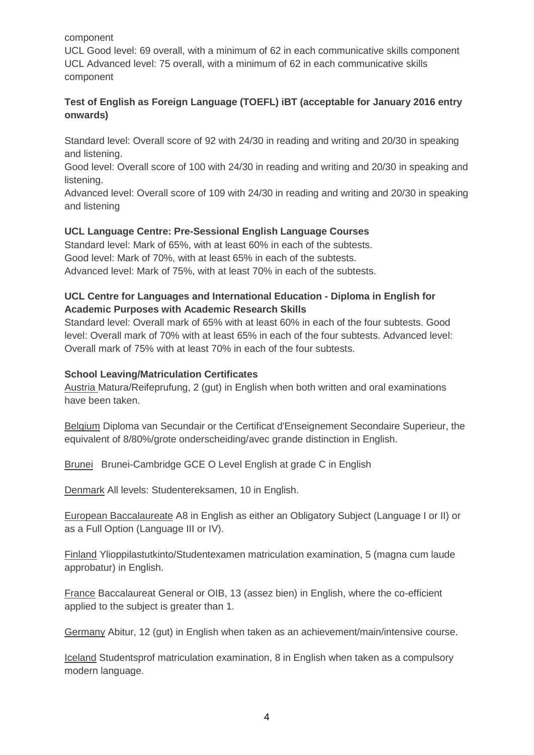component

UCL Good level: 69 overall, with a minimum of 62 in each communicative skills component
UCL Advanced level: 75 overall, with a minimum of 62 in each communicative skills component

**Test of English as Foreign Language (TOEFL) iBT (acceptable for January 2016 entry onwards)**

Standard level: Overall score of 92 with 24/30 in reading and writing and 20/30 in speaking and listening.
Good level: Overall score of 100 with 24/30 in reading and writing and 20/30 in speaking and listening.
Advanced level: Overall score of 109 with 24/30 in reading and writing and 20/30 in speaking and listening

**UCL Language Centre: Pre-Sessional English Language Courses**
Standard level: Mark of 65%, with at least 60% in each of the subtests.
Good level: Mark of 70%, with at least 65% in each of the subtests.
Advanced level: Mark of 75%, with at least 70% in each of the subtests.

**UCL Centre for Languages and International Education - Diploma in English for Academic Purposes with Academic Research Skills**
Standard level: Overall mark of 65% with at least 60% in each of the four subtests. Good level: Overall mark of 70% with at least 65% in each of the four subtests. Advanced level: Overall mark of 75% with at least 70% in each of the four subtests.

**School Leaving/Matriculation Certificates**
Austria Matura/Reifeprufung, 2 (gut) in English when both written and oral examinations have been taken.

Belgium Diploma van Secundair or the Certificat d'Enseignement Secondaire Superieur, the equivalent of 8/80%/grote onderscheiding/avec grande distinction in English.

Brunei Brunei-Cambridge GCE O Level English at grade C in English

Denmark All levels: Studentereksamen, 10 in English.

European Baccalaureate A8 in English as either an Obligatory Subject (Language I or II) or as a Full Option (Language III or IV).

Finland Ylioppilastutkinto/Studentexamen matriculation examination, 5 (magna cum laude approbatur) in English.

France Baccalaureat General or OIB, 13 (assez bien) in English, where the co-efficient applied to the subject is greater than 1.

Germany Abitur, 12 (gut) in English when taken as an achievement/main/intensive course.

Iceland Studentsprof matriculation examination, 8 in English when taken as a compulsory modern language.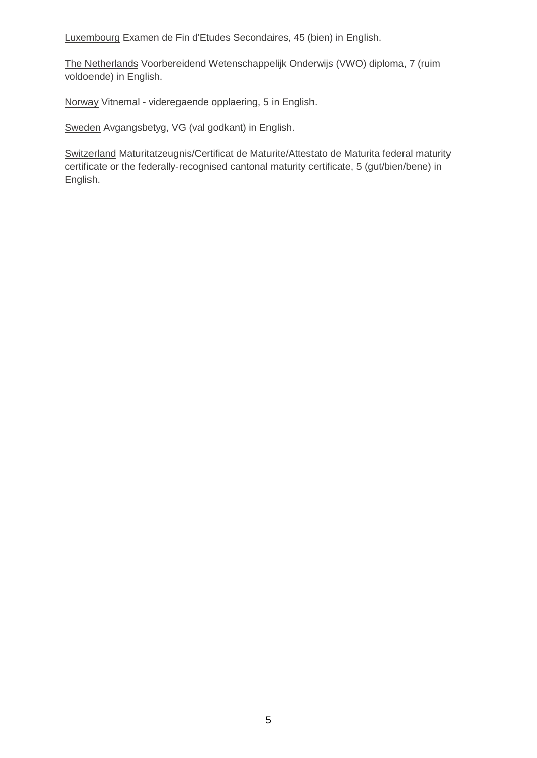<u>Luxembourg</u> Examen de Fin d'Etudes Secondaires, 45 (bien) in English.

<u>The Netherlands</u> Voorbereidend Wetenschappelijk Onderwijs (VWO) diploma, 7 (ruim voldoende) in English.

<u>Norway</u> Vitnemal - videregaende opplaering, 5 in English.

<u>Sweden</u> Avgangsbetyg, VG (val godkant) in English.

<u>Switzerland</u> Maturitatzeugnis/Certificat de Maturite/Attestato de Maturita federal maturity certificate or the federally-recognised cantonal maturity certificate, 5 (gut/bien/bene) in English.